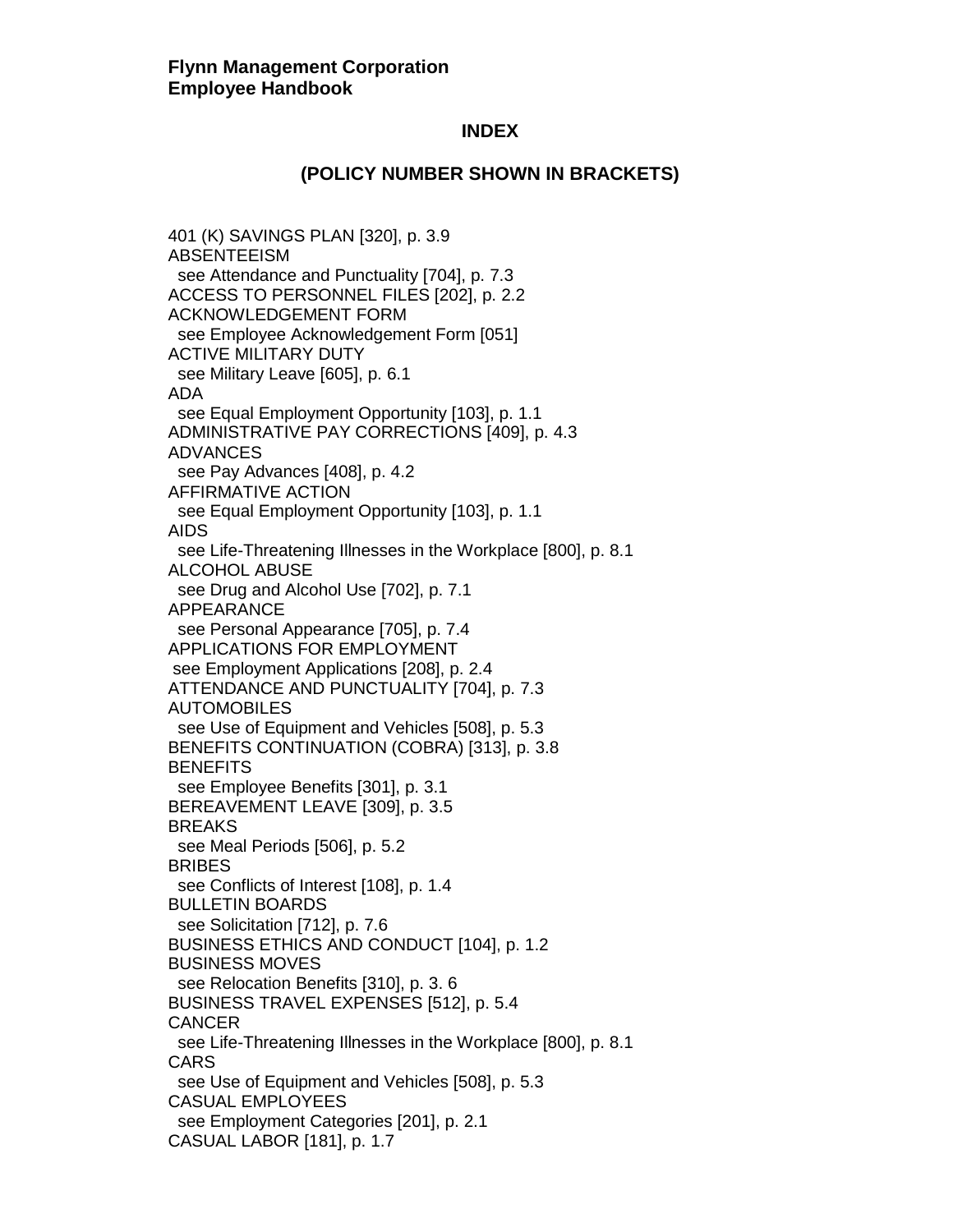**Flynn Management Corporation**
**Employee Handbook**

## INDEX

## (POLICY NUMBER SHOWN IN BRACKETS)

401 (K) SAVINGS PLAN [320], p. 3.9
ABSENTEEISM
  see Attendance and Punctuality [704], p. 7.3
ACCESS TO PERSONNEL FILES [202], p. 2.2
ACKNOWLEDGEMENT FORM
  see Employee Acknowledgement Form [051]
ACTIVE MILITARY DUTY
  see Military Leave [605], p. 6.1
ADA
  see Equal Employment Opportunity [103], p. 1.1
ADMINISTRATIVE PAY CORRECTIONS [409], p. 4.3
ADVANCES
  see Pay Advances [408], p. 4.2
AFFIRMATIVE ACTION
  see Equal Employment Opportunity [103], p. 1.1
AIDS
  see Life-Threatening Illnesses in the Workplace [800], p. 8.1
ALCOHOL ABUSE
  see Drug and Alcohol Use [702], p. 7.1
APPEARANCE
  see Personal Appearance [705], p. 7.4
APPLICATIONS FOR EMPLOYMENT
  see Employment Applications [208], p. 2.4
ATTENDANCE AND PUNCTUALITY [704], p. 7.3
AUTOMOBILES
  see Use of Equipment and Vehicles [508], p. 5.3
BENEFITS CONTINUATION (COBRA) [313], p. 3.8
BENEFITS
  see Employee Benefits [301], p. 3.1
BEREAVEMENT LEAVE [309], p. 3.5
BREAKS
  see Meal Periods [506], p. 5.2
BRIBES
  see Conflicts of Interest [108], p. 1.4
BULLETIN BOARDS
  see Solicitation [712], p. 7.6
BUSINESS ETHICS AND CONDUCT [104], p. 1.2
BUSINESS MOVES
  see Relocation Benefits [310], p. 3. 6
BUSINESS TRAVEL EXPENSES [512], p. 5.4
CANCER
  see Life-Threatening Illnesses in the Workplace [800], p. 8.1
CARS
  see Use of Equipment and Vehicles [508], p. 5.3
CASUAL EMPLOYEES
  see Employment Categories [201], p. 2.1
CASUAL LABOR [181], p. 1.7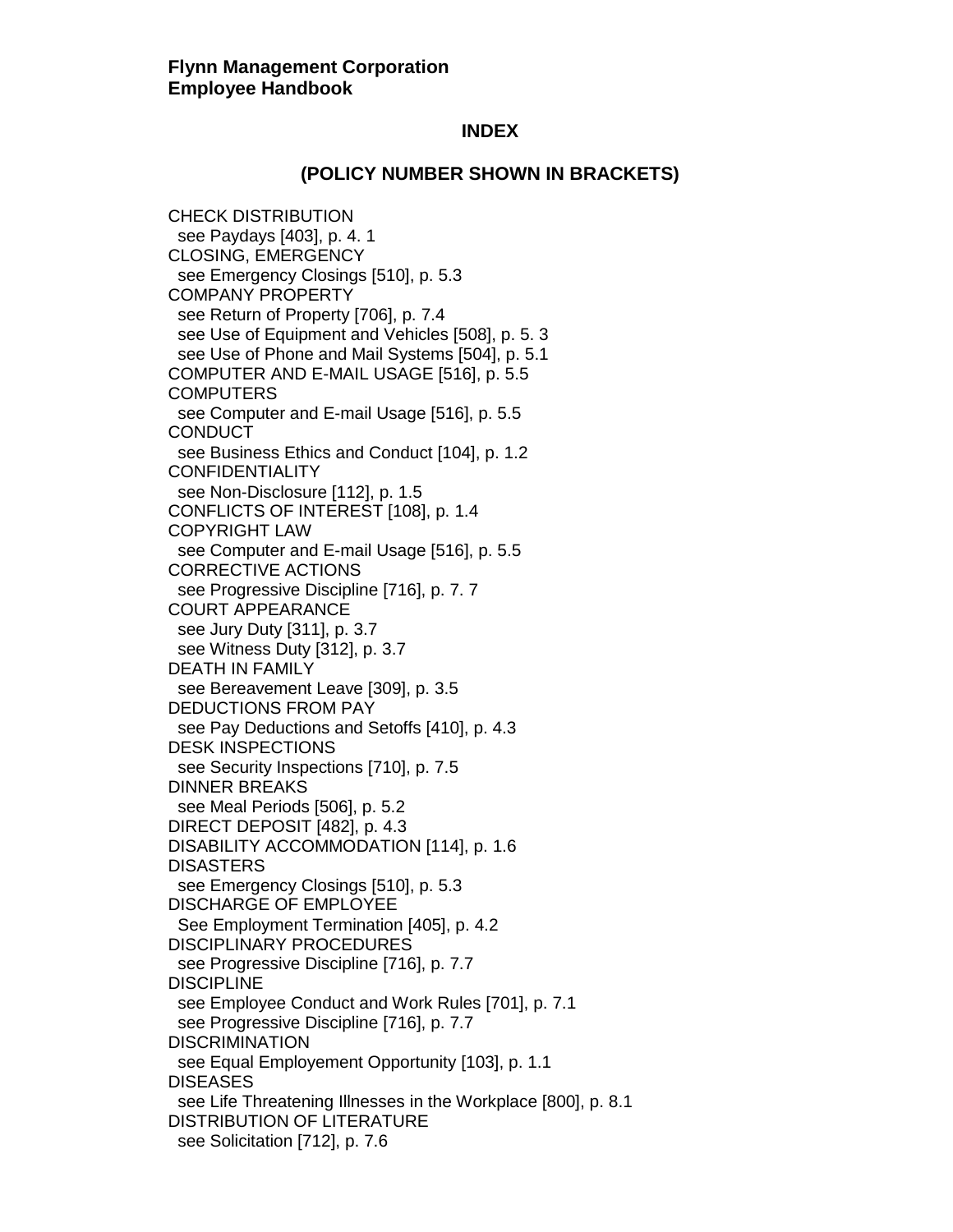**Flynn Management Corporation**
**Employee Handbook**

## INDEX

### (POLICY NUMBER SHOWN IN BRACKETS)

CHECK DISTRIBUTION
 see Paydays [403], p. 4. 1
CLOSING, EMERGENCY
 see Emergency Closings [510], p. 5.3
COMPANY PROPERTY
 see Return of Property [706], p. 7.4
 see Use of Equipment and Vehicles [508], p. 5. 3
 see Use of Phone and Mail Systems [504], p. 5.1
COMPUTER AND E-MAIL USAGE [516], p. 5.5
COMPUTERS
 see Computer and E-mail Usage [516], p. 5.5
CONDUCT
 see Business Ethics and Conduct [104], p. 1.2
CONFIDENTIALITY
 see Non-Disclosure [112], p. 1.5
CONFLICTS OF INTEREST [108], p. 1.4
COPYRIGHT LAW
 see Computer and E-mail Usage [516], p. 5.5
CORRECTIVE ACTIONS
 see Progressive Discipline [716], p. 7. 7
COURT APPEARANCE
 see Jury Duty [311], p. 3.7
 see Witness Duty [312], p. 3.7
DEATH IN FAMILY
 see Bereavement Leave [309], p. 3.5
DEDUCTIONS FROM PAY
 see Pay Deductions and Setoffs [410], p. 4.3
DESK INSPECTIONS
 see Security Inspections [710], p. 7.5
DINNER BREAKS
 see Meal Periods [506], p. 5.2
DIRECT DEPOSIT [482], p. 4.3
DISABILITY ACCOMMODATION [114], p. 1.6
DISASTERS
 see Emergency Closings [510], p. 5.3
DISCHARGE OF EMPLOYEE
 See Employment Termination [405], p. 4.2
DISCIPLINARY PROCEDURES
 see Progressive Discipline [716], p. 7.7
DISCIPLINE
 see Employee Conduct and Work Rules [701], p. 7.1
 see Progressive Discipline [716], p. 7.7
DISCRIMINATION
 see Equal Employement Opportunity [103], p. 1.1
DISEASES
 see Life Threatening Illnesses in the Workplace [800], p. 8.1
DISTRIBUTION OF LITERATURE
 see Solicitation [712], p. 7.6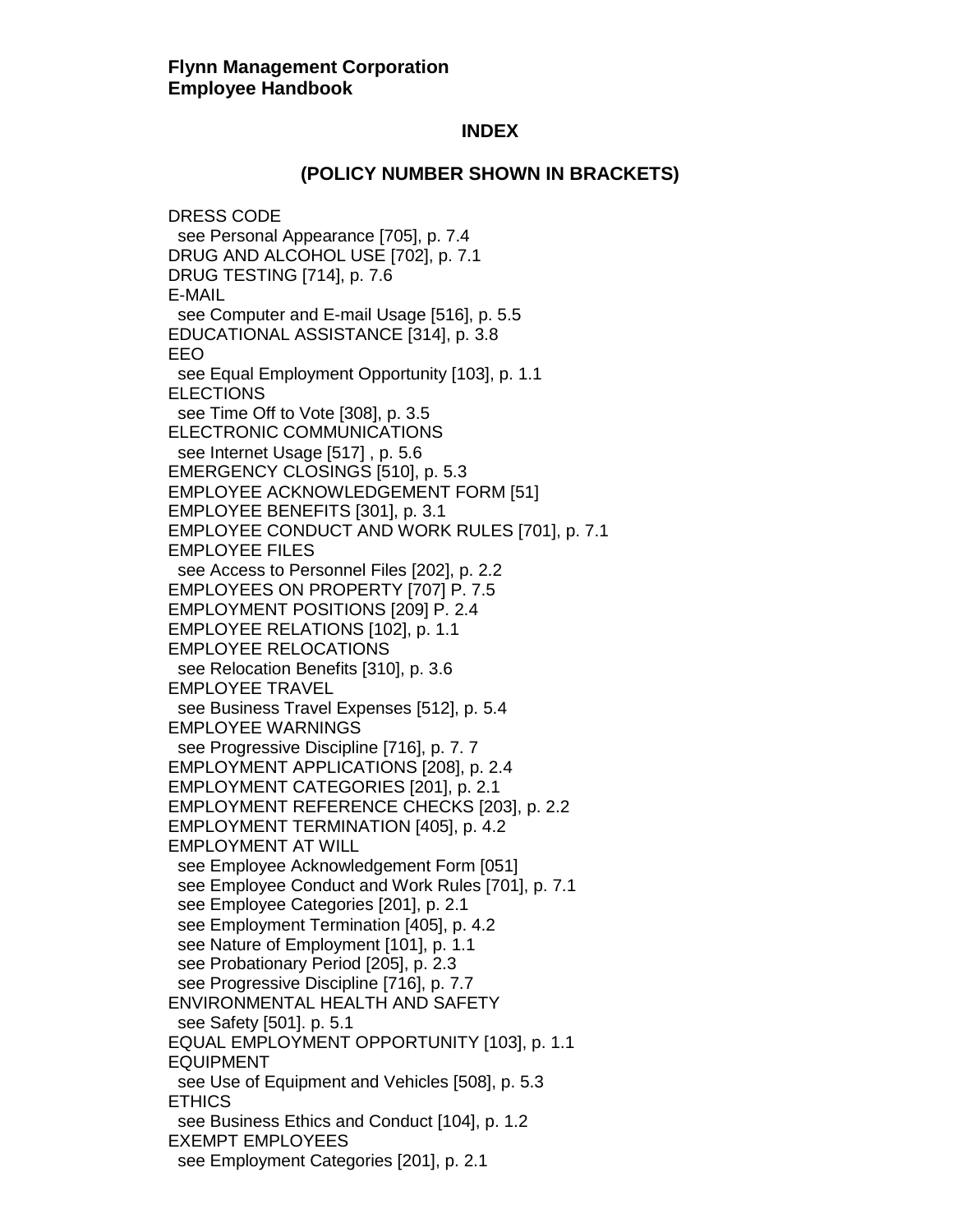**Flynn Management Corporation**
**Employee Handbook**

## INDEX

### (POLICY NUMBER SHOWN IN BRACKETS)

DRESS CODE
  see Personal Appearance [705], p. 7.4
DRUG AND ALCOHOL USE [702], p. 7.1
DRUG TESTING [714], p. 7.6
E-MAIL
  see Computer and E-mail Usage [516], p. 5.5
EDUCATIONAL ASSISTANCE [314], p. 3.8
EEO
  see Equal Employment Opportunity [103], p. 1.1
ELECTIONS
  see Time Off to Vote [308], p. 3.5
ELECTRONIC COMMUNICATIONS
  see Internet Usage [517] , p. 5.6
EMERGENCY CLOSINGS [510], p. 5.3
EMPLOYEE ACKNOWLEDGEMENT FORM [51]
EMPLOYEE BENEFITS [301], p. 3.1
EMPLOYEE CONDUCT AND WORK RULES [701], p. 7.1
EMPLOYEE FILES
  see Access to Personnel Files [202], p. 2.2
EMPLOYEES ON PROPERTY [707] P. 7.5
EMPLOYMENT POSITIONS [209] P. 2.4
EMPLOYEE RELATIONS [102], p. 1.1
EMPLOYEE RELOCATIONS
  see Relocation Benefits [310], p. 3.6
EMPLOYEE TRAVEL
  see Business Travel Expenses [512], p. 5.4
EMPLOYEE WARNINGS
  see Progressive Discipline [716], p. 7. 7
EMPLOYMENT APPLICATIONS [208], p. 2.4
EMPLOYMENT CATEGORIES [201], p. 2.1
EMPLOYMENT REFERENCE CHECKS [203], p. 2.2
EMPLOYMENT TERMINATION [405], p. 4.2
EMPLOYMENT AT WILL
  see Employee Acknowledgement Form [051]
  see Employee Conduct and Work Rules [701], p. 7.1
  see Employee Categories [201], p. 2.1
  see Employment Termination [405], p. 4.2
  see Nature of Employment [101], p. 1.1
  see Probationary Period [205], p. 2.3
  see Progressive Discipline [716], p. 7.7
ENVIRONMENTAL HEALTH AND SAFETY
  see Safety [501]. p. 5.1
EQUAL EMPLOYMENT OPPORTUNITY [103], p. 1.1
EQUIPMENT
  see Use of Equipment and Vehicles [508], p. 5.3
ETHICS
  see Business Ethics and Conduct [104], p. 1.2
EXEMPT EMPLOYEES
  see Employment Categories [201], p. 2.1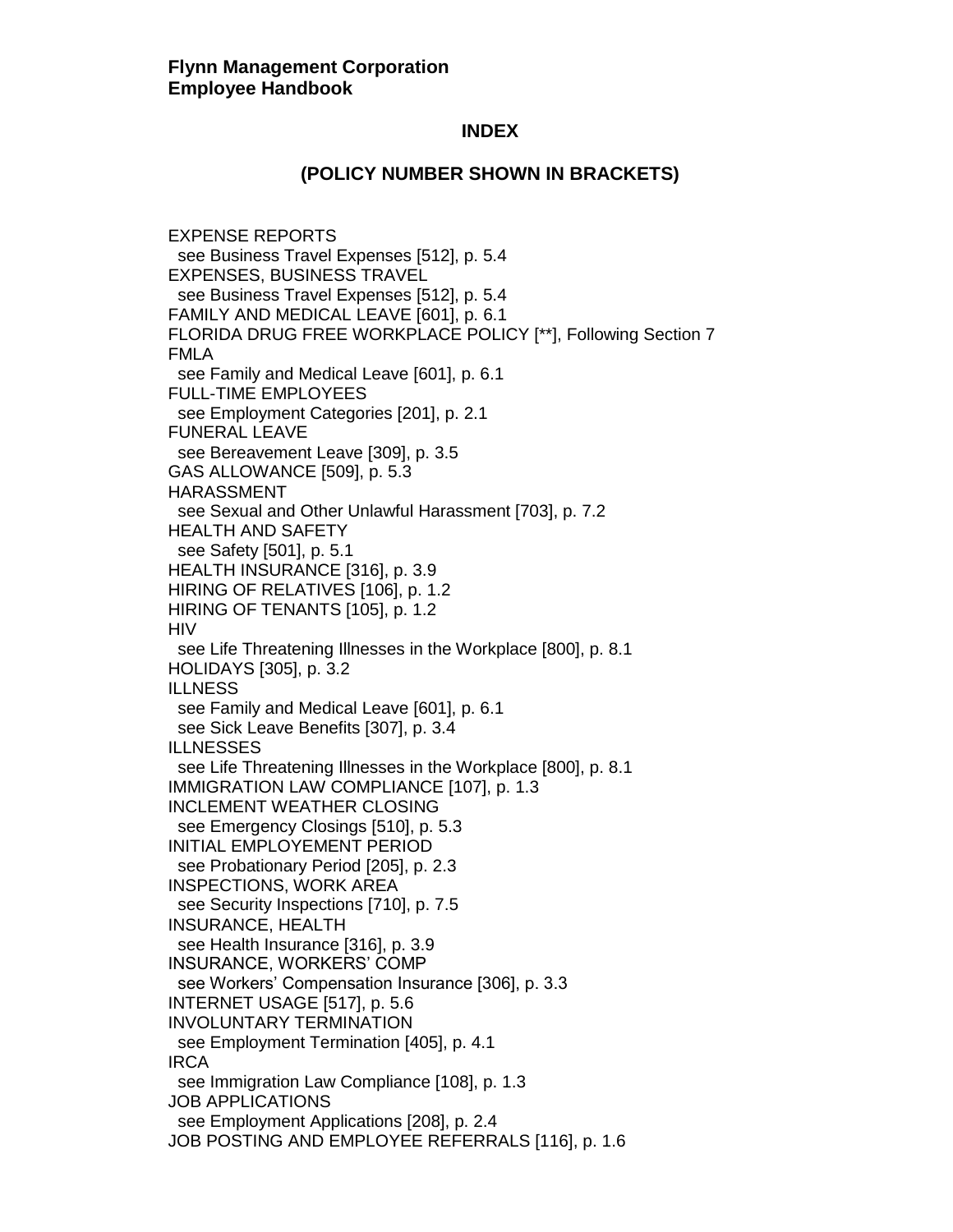**Flynn Management Corporation**
**Employee Handbook**

## INDEX

### (POLICY NUMBER SHOWN IN BRACKETS)

EXPENSE REPORTS
  see Business Travel Expenses [512], p. 5.4
EXPENSES, BUSINESS TRAVEL
  see Business Travel Expenses [512], p. 5.4
FAMILY AND MEDICAL LEAVE [601], p. 6.1
FLORIDA DRUG FREE WORKPLACE POLICY [**], Following Section 7
FMLA
  see Family and Medical Leave [601], p. 6.1
FULL-TIME EMPLOYEES
  see Employment Categories [201], p. 2.1
FUNERAL LEAVE
  see Bereavement Leave [309], p. 3.5
GAS ALLOWANCE [509], p. 5.3
HARASSMENT
  see Sexual and Other Unlawful Harassment [703], p. 7.2
HEALTH AND SAFETY
  see Safety [501], p. 5.1
HEALTH INSURANCE [316], p. 3.9
HIRING OF RELATIVES [106], p. 1.2
HIRING OF TENANTS [105], p. 1.2
HIV
  see Life Threatening Illnesses in the Workplace [800], p. 8.1
HOLIDAYS [305], p. 3.2
ILLNESS
  see Family and Medical Leave [601], p. 6.1
  see Sick Leave Benefits [307], p. 3.4
ILLNESSES
  see Life Threatening Illnesses in the Workplace [800], p. 8.1
IMMIGRATION LAW COMPLIANCE [107], p. 1.3
INCLEMENT WEATHER CLOSING
  see Emergency Closings [510], p. 5.3
INITIAL EMPLOYEMENT PERIOD
  see Probationary Period [205], p. 2.3
INSPECTIONS, WORK AREA
  see Security Inspections [710], p. 7.5
INSURANCE, HEALTH
  see Health Insurance [316], p. 3.9
INSURANCE, WORKERS' COMP
  see Workers' Compensation Insurance [306], p. 3.3
INTERNET USAGE [517], p. 5.6
INVOLUNTARY TERMINATION
  see Employment Termination [405], p. 4.1
IRCA
  see Immigration Law Compliance [108], p. 1.3
JOB APPLICATIONS
  see Employment Applications [208], p. 2.4
JOB POSTING AND EMPLOYEE REFERRALS [116], p. 1.6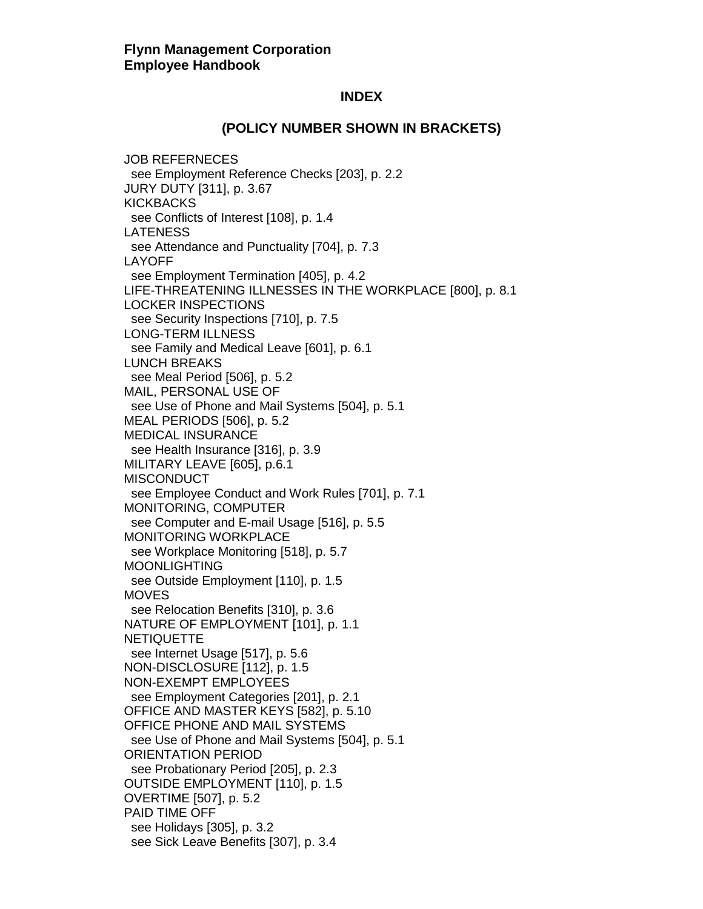**Flynn Management Corporation**
**Employee Handbook**

## INDEX

### (POLICY NUMBER SHOWN IN BRACKETS)

JOB REFERNECES
  see Employment Reference Checks [203], p. 2.2
JURY DUTY [311], p. 3.67
KICKBACKS
  see Conflicts of Interest [108], p. 1.4
LATENESS
  see Attendance and Punctuality [704], p. 7.3
LAYOFF
  see Employment Termination [405], p. 4.2
LIFE-THREATENING ILLNESSES IN THE WORKPLACE [800], p. 8.1
LOCKER INSPECTIONS
  see Security Inspections [710], p. 7.5
LONG-TERM ILLNESS
  see Family and Medical Leave [601], p. 6.1
LUNCH BREAKS
  see Meal Period [506], p. 5.2
MAIL, PERSONAL USE OF
  see Use of Phone and Mail Systems [504], p. 5.1
MEAL PERIODS [506], p. 5.2
MEDICAL INSURANCE
  see Health Insurance [316], p. 3.9
MILITARY LEAVE [605], p.6.1
MISCONDUCT
  see Employee Conduct and Work Rules [701], p. 7.1
MONITORING, COMPUTER
  see Computer and E-mail Usage [516], p. 5.5
MONITORING WORKPLACE
  see Workplace Monitoring [518], p. 5.7
MOONLIGHTING
  see Outside Employment [110], p. 1.5
MOVES
  see Relocation Benefits [310], p. 3.6
NATURE OF EMPLOYMENT [101], p. 1.1
NETIQUETTE
  see Internet Usage [517], p. 5.6
NON-DISCLOSURE [112], p. 1.5
NON-EXEMPT EMPLOYEES
  see Employment Categories [201], p. 2.1
OFFICE AND MASTER KEYS [582], p. 5.10
OFFICE PHONE AND MAIL SYSTEMS
  see Use of Phone and Mail Systems [504], p. 5.1
ORIENTATION PERIOD
  see Probationary Period [205], p. 2.3
OUTSIDE EMPLOYMENT [110], p. 1.5
OVERTIME [507], p. 5.2
PAID TIME OFF
  see Holidays [305], p. 3.2
  see Sick Leave Benefits [307], p. 3.4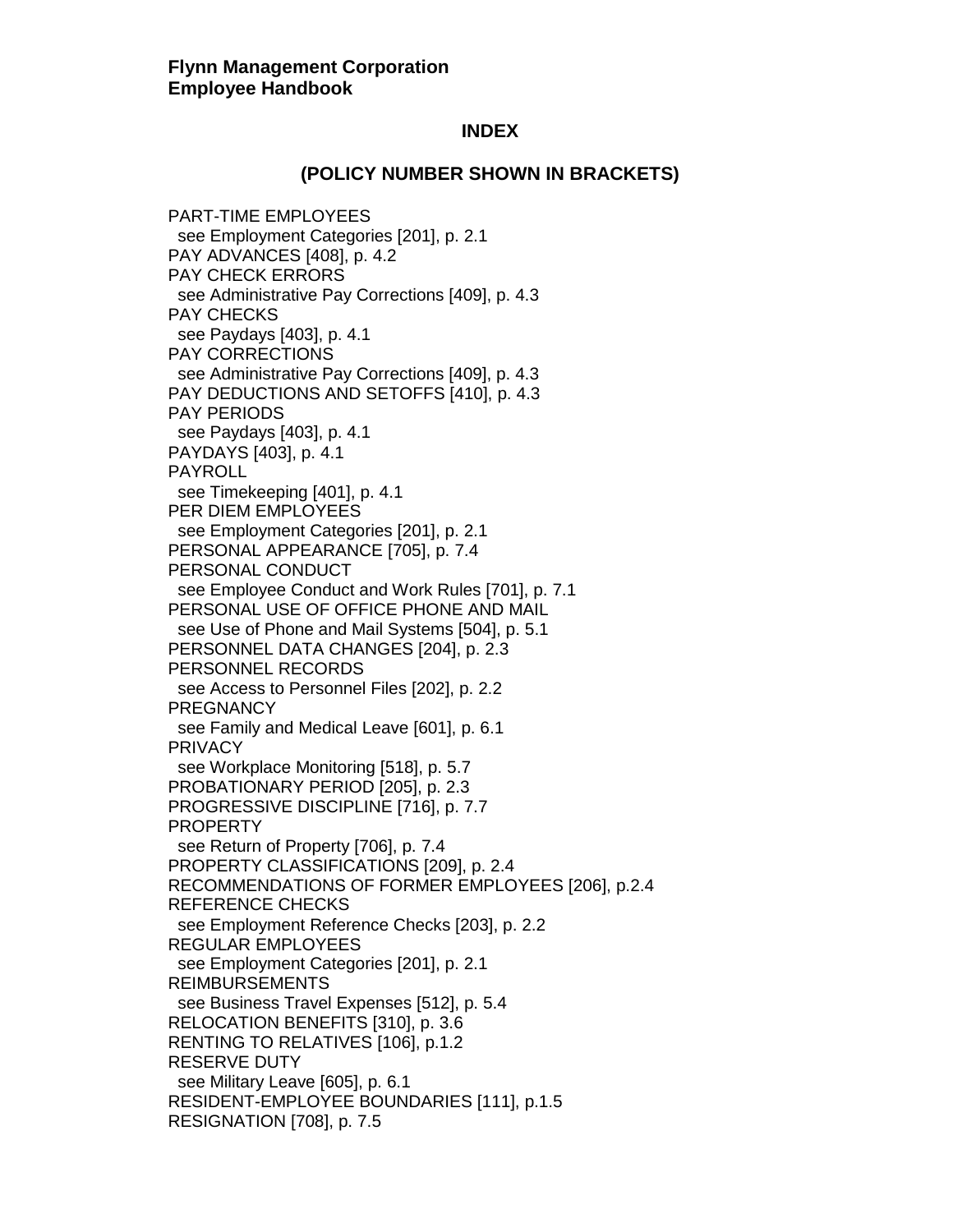**Flynn Management Corporation**
**Employee Handbook**

## INDEX

### (POLICY NUMBER SHOWN IN BRACKETS)

PART-TIME EMPLOYEES
  see Employment Categories [201], p. 2.1
PAY ADVANCES [408], p. 4.2
PAY CHECK ERRORS
  see Administrative Pay Corrections [409], p. 4.3
PAY CHECKS
  see Paydays [403], p. 4.1
PAY CORRECTIONS
  see Administrative Pay Corrections [409], p. 4.3
PAY DEDUCTIONS AND SETOFFS [410], p. 4.3
PAY PERIODS
  see Paydays [403], p. 4.1
PAYDAYS [403], p. 4.1
PAYROLL
  see Timekeeping [401], p. 4.1
PER DIEM EMPLOYEES
  see Employment Categories [201], p. 2.1
PERSONAL APPEARANCE [705], p. 7.4
PERSONAL CONDUCT
  see Employee Conduct and Work Rules [701], p. 7.1
PERSONAL USE OF OFFICE PHONE AND MAIL
  see Use of Phone and Mail Systems [504], p. 5.1
PERSONNEL DATA CHANGES [204], p. 2.3
PERSONNEL RECORDS
  see Access to Personnel Files [202], p. 2.2
PREGNANCY
  see Family and Medical Leave [601], p. 6.1
PRIVACY
  see Workplace Monitoring [518], p. 5.7
PROBATIONARY PERIOD [205], p. 2.3
PROGRESSIVE DISCIPLINE [716], p. 7.7
PROPERTY
  see Return of Property [706], p. 7.4
PROPERTY CLASSIFICATIONS [209], p. 2.4
RECOMMENDATIONS OF FORMER EMPLOYEES [206], p.2.4
REFERENCE CHECKS
  see Employment Reference Checks [203], p. 2.2
REGULAR EMPLOYEES
  see Employment Categories [201], p. 2.1
REIMBURSEMENTS
  see Business Travel Expenses [512], p. 5.4
RELOCATION BENEFITS [310], p. 3.6
RENTING TO RELATIVES [106], p.1.2
RESERVE DUTY
  see Military Leave [605], p. 6.1
RESIDENT-EMPLOYEE BOUNDARIES [111], p.1.5
RESIGNATION [708], p. 7.5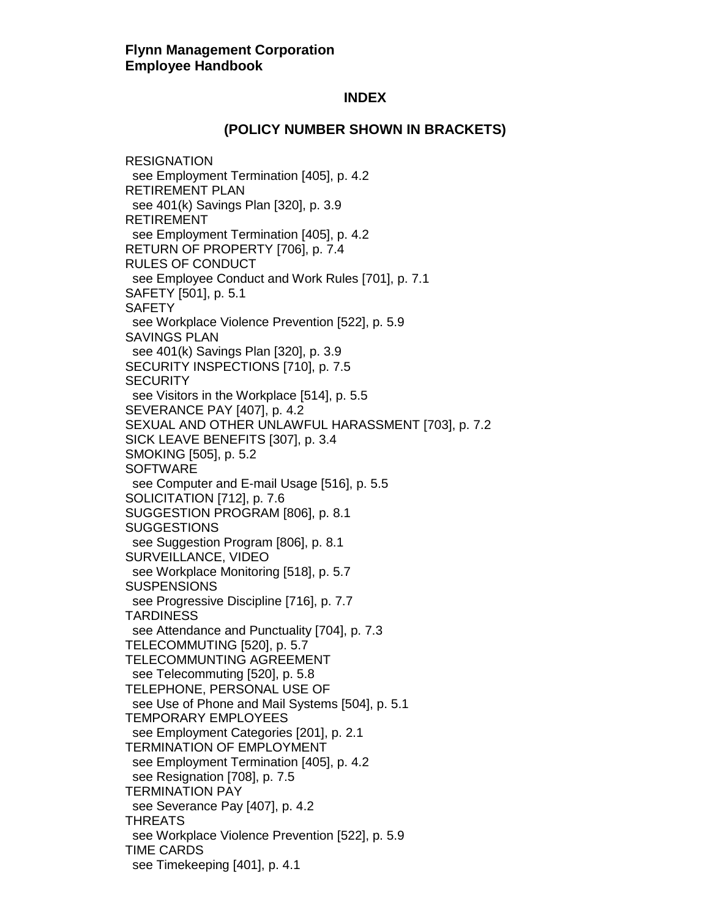**Flynn Management Corporation**
**Employee Handbook**

## INDEX

### (POLICY NUMBER SHOWN IN BRACKETS)

RESIGNATION
  see Employment Termination [405], p. 4.2
RETIREMENT PLAN
  see 401(k) Savings Plan [320], p. 3.9
RETIREMENT
  see Employment Termination [405], p. 4.2
RETURN OF PROPERTY [706], p. 7.4
RULES OF CONDUCT
  see Employee Conduct and Work Rules [701], p. 7.1
SAFETY [501], p. 5.1
SAFETY
  see Workplace Violence Prevention [522], p. 5.9
SAVINGS PLAN
  see 401(k) Savings Plan [320], p. 3.9
SECURITY INSPECTIONS [710], p. 7.5
SECURITY
  see Visitors in the Workplace [514], p. 5.5
SEVERANCE PAY [407], p. 4.2
SEXUAL AND OTHER UNLAWFUL HARASSMENT [703], p. 7.2
SICK LEAVE BENEFITS [307], p. 3.4
SMOKING [505], p. 5.2
SOFTWARE
  see Computer and E-mail Usage [516], p. 5.5
SOLICITATION [712], p. 7.6
SUGGESTION PROGRAM [806], p. 8.1
SUGGESTIONS
  see Suggestion Program [806], p. 8.1
SURVEILLANCE, VIDEO
  see Workplace Monitoring [518], p. 5.7
SUSPENSIONS
  see Progressive Discipline [716], p. 7.7
TARDINESS
  see Attendance and Punctuality [704], p. 7.3
TELECOMMUTING [520], p. 5.7
TELECOMMUNTING AGREEMENT
  see Telecommuting [520], p. 5.8
TELEPHONE, PERSONAL USE OF
  see Use of Phone and Mail Systems [504], p. 5.1
TEMPORARY EMPLOYEES
  see Employment Categories [201], p. 2.1
TERMINATION OF EMPLOYMENT
  see Employment Termination [405], p. 4.2
  see Resignation [708], p. 7.5
TERMINATION PAY
  see Severance Pay [407], p. 4.2
THREATS
  see Workplace Violence Prevention [522], p. 5.9
TIME CARDS
  see Timekeeping [401], p. 4.1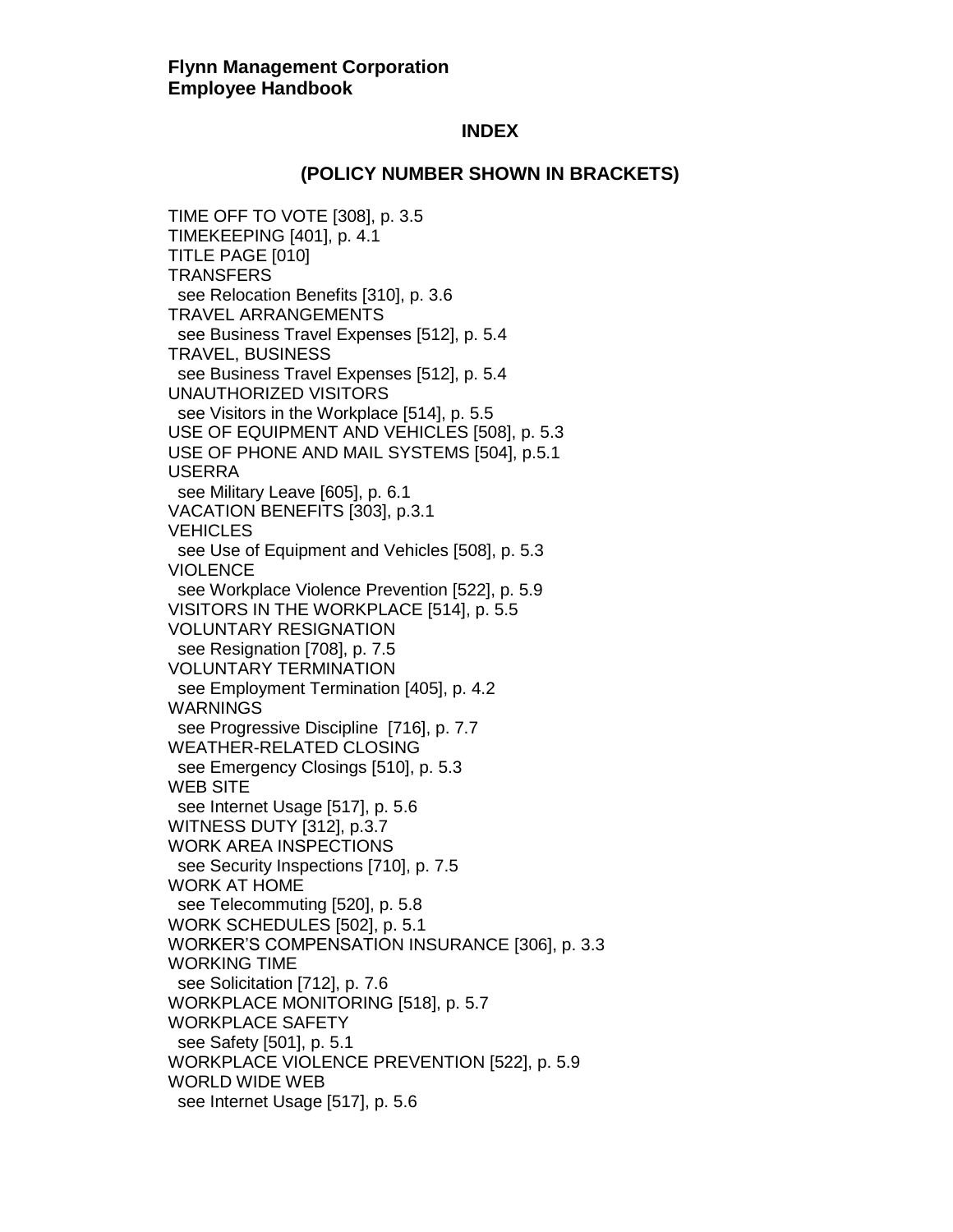**Flynn Management Corporation**
**Employee Handbook**

## INDEX

### (POLICY NUMBER SHOWN IN BRACKETS)

TIME OFF TO VOTE [308], p. 3.5
TIMEKEEPING [401], p. 4.1
TITLE PAGE [010]
TRANSFERS
  see Relocation Benefits [310], p. 3.6
TRAVEL ARRANGEMENTS
  see Business Travel Expenses [512], p. 5.4
TRAVEL, BUSINESS
  see Business Travel Expenses [512], p. 5.4
UNAUTHORIZED VISITORS
  see Visitors in the Workplace [514], p. 5.5
USE OF EQUIPMENT AND VEHICLES [508], p. 5.3
USE OF PHONE AND MAIL SYSTEMS [504], p.5.1
USERRA
  see Military Leave [605], p. 6.1
VACATION BENEFITS [303], p.3.1
VEHICLES
  see Use of Equipment and Vehicles [508], p. 5.3
VIOLENCE
  see Workplace Violence Prevention [522], p. 5.9
VISITORS IN THE WORKPLACE [514], p. 5.5
VOLUNTARY RESIGNATION
  see Resignation [708], p. 7.5
VOLUNTARY TERMINATION
  see Employment Termination [405], p. 4.2
WARNINGS
  see Progressive Discipline [716], p. 7.7
WEATHER-RELATED CLOSING
  see Emergency Closings [510], p. 5.3
WEB SITE
  see Internet Usage [517], p. 5.6
WITNESS DUTY [312], p.3.7
WORK AREA INSPECTIONS
  see Security Inspections [710], p. 7.5
WORK AT HOME
  see Telecommuting [520], p. 5.8
WORK SCHEDULES [502], p. 5.1
WORKER'S COMPENSATION INSURANCE [306], p. 3.3
WORKING TIME
  see Solicitation [712], p. 7.6
WORKPLACE MONITORING [518], p. 5.7
WORKPLACE SAFETY
  see Safety [501], p. 5.1
WORKPLACE VIOLENCE PREVENTION [522], p. 5.9
WORLD WIDE WEB
  see Internet Usage [517], p. 5.6